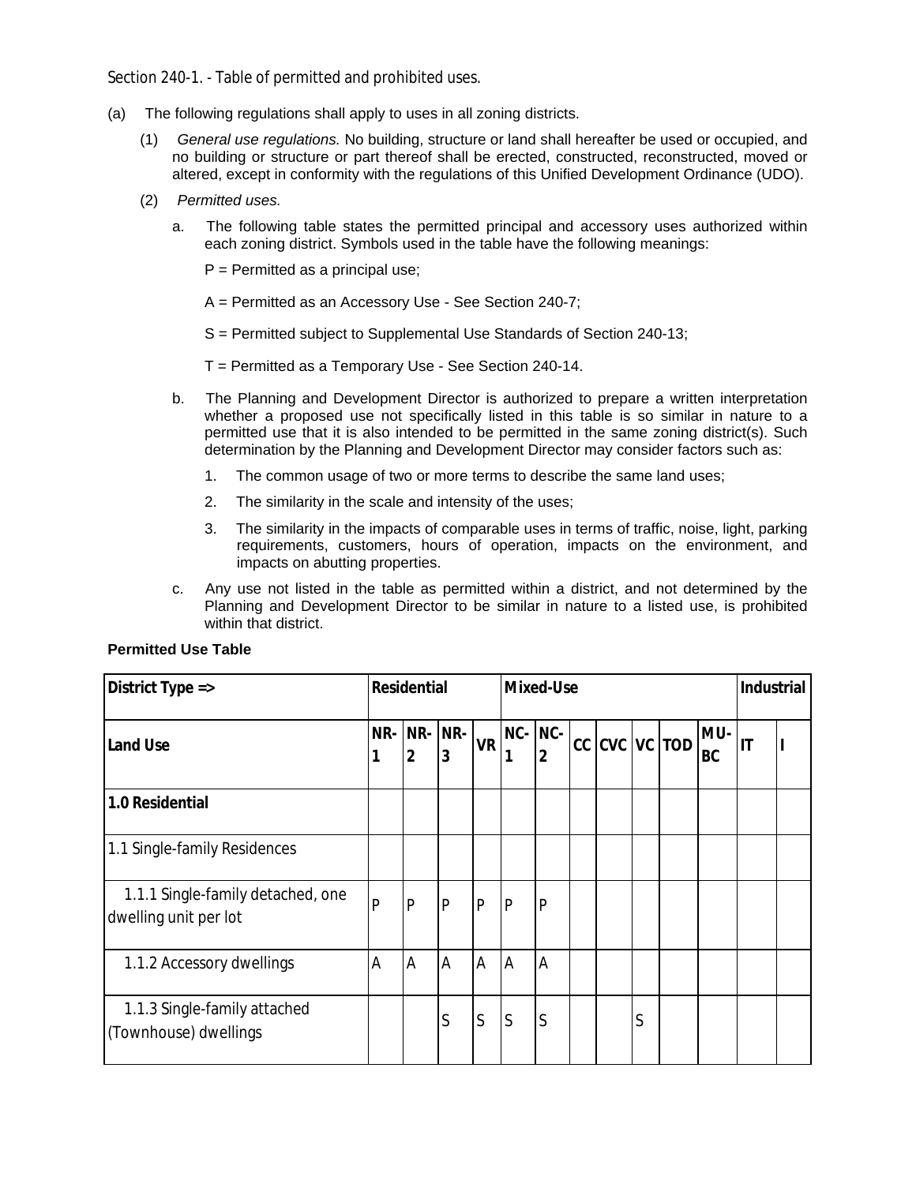Section 240-1. - Table of permitted and prohibited uses.

(a) The following regulations shall apply to uses in all zoning districts.

(1) *General use regulations.* No building, structure or land shall hereafter be used or occupied, and no building or structure or part thereof shall be erected, constructed, reconstructed, moved or altered, except in conformity with the regulations of this Unified Development Ordinance (UDO).

(2) *Permitted uses.*

a. The following table states the permitted principal and accessory uses authorized within each zoning district. Symbols used in the table have the following meanings:

P = Permitted as a principal use;

A = Permitted as an Accessory Use - See Section 240-7;

S = Permitted subject to Supplemental Use Standards of Section 240-13;

T = Permitted as a Temporary Use - See Section 240-14.

b. The Planning and Development Director is authorized to prepare a written interpretation whether a proposed use not specifically listed in this table is so similar in nature to a permitted use that it is also intended to be permitted in the same zoning district(s). Such determination by the Planning and Development Director may consider factors such as:

1. The common usage of two or more terms to describe the same land uses;

2. The similarity in the scale and intensity of the uses;

3. The similarity in the impacts of comparable uses in terms of traffic, noise, light, parking requirements, customers, hours of operation, impacts on the environment, and impacts on abutting properties.

c. Any use not listed in the table as permitted within a district, and not determined by the Planning and Development Director to be similar in nature to a listed use, is prohibited within that district.

**Permitted Use Table**

| **District Type =>** | **Residential** | | | | **Mixed-Use** | | | | | | | **Industrial** | |
|---|---|---|---|---|---|---|---|---|---|---|---|---|---|
| **Land Use** | **NR-1** | **NR-2** | **NR-3** | **VR** | **NC-1** | **NC-2** | **CC** | **CVC** | **VC** | **TOD** | **MU-BC** | **IT** | **I** |
| **1.0 Residential** | | | | | | | | | | | | | |
| 1.1 Single-family Residences | | | | | | | | | | | | | |
| 1.1.1 Single-family detached, one dwelling unit per lot | P | P | P | P | P | P | | | | | | | |
| 1.1.2 Accessory dwellings | A | A | A | A | A | A | | | | | | | |
| 1.1.3 Single-family attached (Townhouse) dwellings | | | S | S | S | S | | | S | | | | |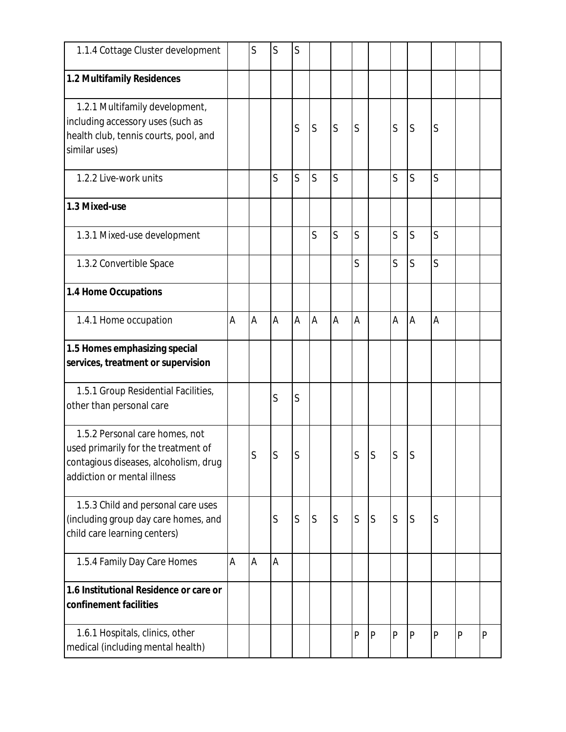| | | | | | | | | | | | | | |
|---|---|---|---|---|---|---|---|---|---|---|---|---|---|
| 1.1.4 Cottage Cluster development | | S | S | S | | | | | | | | | |
| **1.2 Multifamily Residences** | | | | | | | | | | | | | |
| 1.2.1 Multifamily development, including accessory uses (such as health club, tennis courts, pool, and similar uses) | | | | S | S | S | S | | S | S | S | | |
| 1.2.2 Live-work units | | | S | S | S | S | | | S | S | S | | |
| **1.3 Mixed-use** | | | | | | | | | | | | | |
| 1.3.1 Mixed-use development | | | | | S | S | S | | S | S | S | | |
| 1.3.2 Convertible Space | | | | | | | S | | S | S | S | | |
| **1.4 Home Occupations** | | | | | | | | | | | | | |
| 1.4.1 Home occupation | A | A | A | A | A | A | A | | A | A | A | | |
| **1.5 Homes emphasizing special services, treatment or supervision** | | | | | | | | | | | | | |
| 1.5.1 Group Residential Facilities, other than personal care | | | S | S | | | | | | | | | |
| 1.5.2 Personal care homes, not used primarily for the treatment of contagious diseases, alcoholism, drug addiction or mental illness | | S | S | S | | | S | S | S | S | | | |
| 1.5.3 Child and personal care uses (including group day care homes, and child care learning centers) | | | S | S | S | S | S | S | S | S | S | | |
| 1.5.4 Family Day Care Homes | A | A | A | | | | | | | | | | |
| **1.6 Institutional Residence or care or confinement facilities** | | | | | | | | | | | | | |
| 1.6.1 Hospitals, clinics, other medical (including mental health) | | | | | | | P | P | P | P | P | P | P |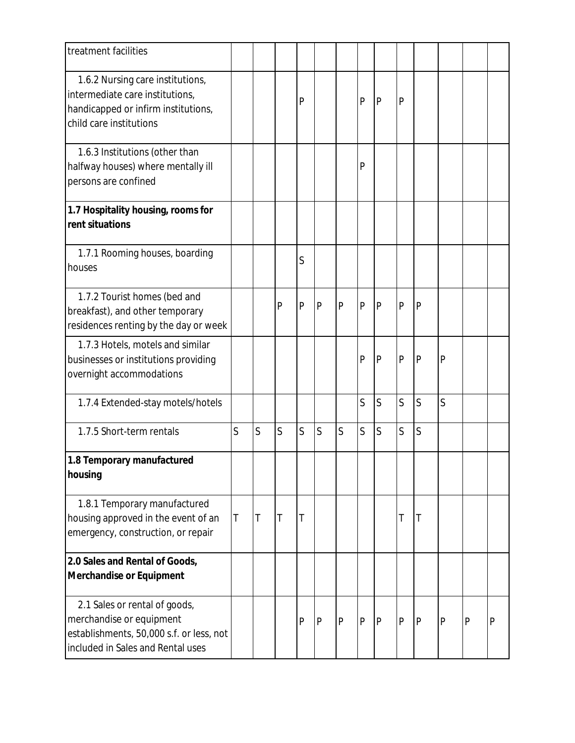| | | | | | | | | | | | | | |
|---|---|---|---|---|---|---|---|---|---|---|---|---|---|
| treatment facilities | | | | | | | | | | | | | |
| 1.6.2 Nursing care institutions, intermediate care institutions, handicapped or infirm institutions, child care institutions | | | | P | | | P | P | P | | | | |
| 1.6.3 Institutions (other than halfway houses) where mentally ill persons are confined | | | | | | | P | | | | | | |
| **1.7 Hospitality housing, rooms for rent situations** | | | | | | | | | | | | | |
| 1.7.1 Rooming houses, boarding houses | | | | S | | | | | | | | | |
| 1.7.2 Tourist homes (bed and breakfast), and other temporary residences renting by the day or week | | | P | P | P | P | P | P | P | P | | | |
| 1.7.3 Hotels, motels and similar businesses or institutions providing overnight accommodations | | | | | | | P | P | P | P | P | | |
| 1.7.4 Extended-stay motels/hotels | | | | | | | S | S | S | S | S | | |
| 1.7.5 Short-term rentals | S | S | S | S | S | S | S | S | S | S | | | |
| **1.8 Temporary manufactured housing** | | | | | | | | | | | | | |
| 1.8.1 Temporary manufactured housing approved in the event of an emergency, construction, or repair | T | T | T | T | | | | | T | T | | | |
| **2.0 Sales and Rental of Goods, Merchandise or Equipment** | | | | | | | | | | | | | |
| 2.1 Sales or rental of goods, merchandise or equipment establishments, 50,000 s.f. or less, not included in Sales and Rental uses | | | | P | P | P | P | P | P | P | P | P | P |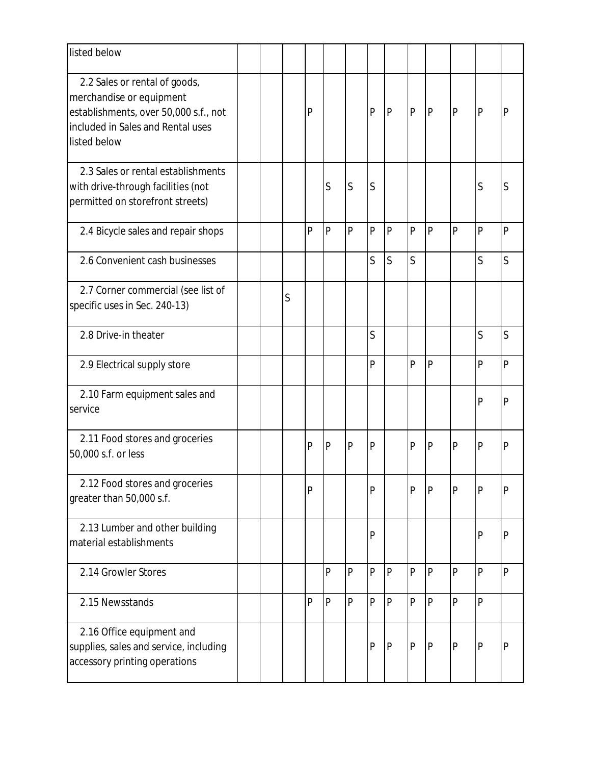| | | | | | | | | | | | | | |
|---|---|---|---|---|---|---|---|---|---|---|---|---|---|
| listed below | | | | | | | | | | | | | |
| 2.2 Sales or rental of goods, merchandise or equipment establishments, over 50,000 s.f., not included in Sales and Rental uses listed below | | | | P | | | P | P | P | P | P | P | P |
| 2.3 Sales or rental establishments with drive-through facilities (not permitted on storefront streets) | | | | | S | S | S | | | | | S | S |
| 2.4 Bicycle sales and repair shops | | | | P | P | P | P | P | P | P | P | P | P |
| 2.6 Convenient cash businesses | | | | | | | S | S | S | | | S | S |
| 2.7 Corner commercial (see list of specific uses in Sec. 240-13) | | | S | | | | | | | | | | |
| 2.8 Drive-in theater | | | | | | | S | | | | | S | S |
| 2.9 Electrical supply store | | | | | | | P | | P | P | | P | P |
| 2.10 Farm equipment sales and service | | | | | | | | | | | | P | P |
| 2.11 Food stores and groceries 50,000 s.f. or less | | | | P | P | P | P | | P | P | P | P | P |
| 2.12 Food stores and groceries greater than 50,000 s.f. | | | | P | | | P | | P | P | P | P | P |
| 2.13 Lumber and other building material establishments | | | | | | | P | | | | | P | P |
| 2.14 Growler Stores | | | | | P | P | P | P | P | P | P | P | P |
| 2.15 Newsstands | | | | P | P | P | P | P | P | P | P | P | |
| 2.16 Office equipment and supplies, sales and service, including accessory printing operations | | | | | | | P | P | P | P | P | P | P |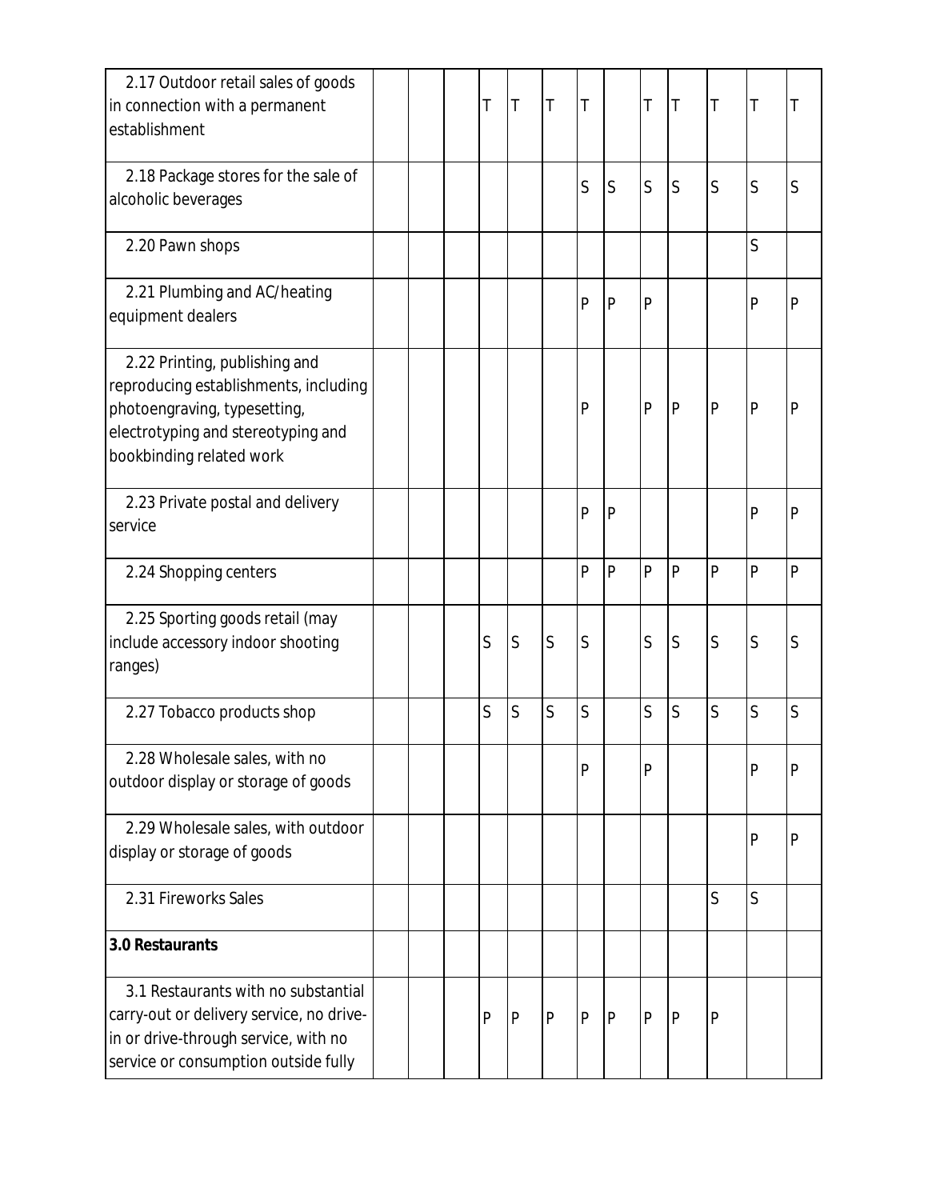| | | | | | | | | | | | | | |
|---|---|---|---|---|---|---|---|---|---|---|---|---|---|
| 2.17 Outdoor retail sales of goods in connection with a permanent establishment | | | | T | T | T | T | | T | T | T | T | T |
| 2.18 Package stores for the sale of alcoholic beverages | | | | | | | S | S | S | S | S | S | S |
| 2.20 Pawn shops | | | | | | | | | | | | S | |
| 2.21 Plumbing and AC/heating equipment dealers | | | | | | | P | P | P | | | P | P |
| 2.22 Printing, publishing and reproducing establishments, including photoengraving, typesetting, electrotyping and stereotyping and bookbinding related work | | | | | | | P | | P | P | P | P | P |
| 2.23 Private postal and delivery service | | | | | | | P | P | | | | P | P |
| 2.24 Shopping centers | | | | | | | P | P | P | P | P | P | P |
| 2.25 Sporting goods retail (may include accessory indoor shooting ranges) | | | | S | S | S | S | | S | S | S | S | S |
| 2.27 Tobacco products shop | | | | S | S | S | S | | S | S | S | S | S |
| 2.28 Wholesale sales, with no outdoor display or storage of goods | | | | | | | P | | P | | | P | P |
| 2.29 Wholesale sales, with outdoor display or storage of goods | | | | | | | | | | | | P | P |
| 2.31 Fireworks Sales | | | | | | | | | | | S | S | |
| **3.0 Restaurants** | | | | | | | | | | | | | |
| 3.1 Restaurants with no substantial carry-out or delivery service, no drive-in or drive-through service, with no service or consumption outside fully | | | | P | P | P | P | P | P | P | P | | |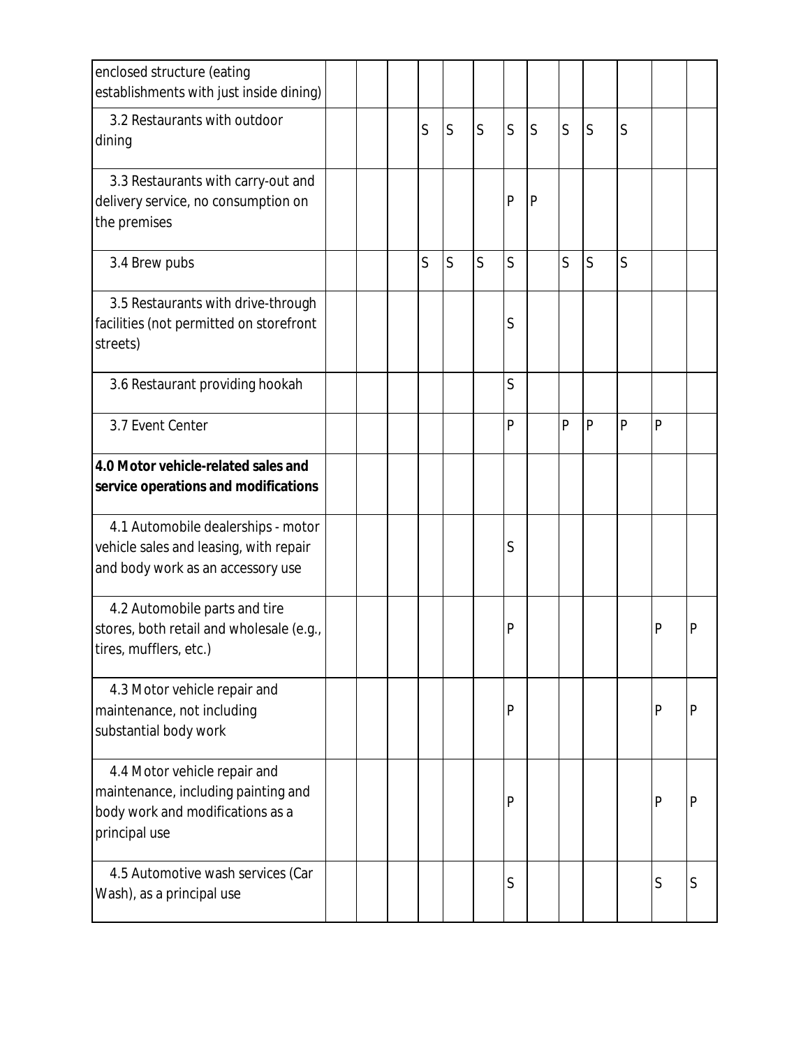| | | | | | | | | | | | | | |
|---|---|---|---|---|---|---|---|---|---|---|---|---|---|
| enclosed structure (eating establishments with just inside dining) | | | | | | | | | | | | | |
| 3.2 Restaurants with outdoor dining | | | | S | S | S | S | S | S | S | S | | |
| 3.3 Restaurants with carry-out and delivery service, no consumption on the premises | | | | | | | P | P | | | | | |
| 3.4 Brew pubs | | | | S | S | S | S | | S | S | S | | |
| 3.5 Restaurants with drive-through facilities (not permitted on storefront streets) | | | | | | | S | | | | | | |
| 3.6 Restaurant providing hookah | | | | | | | S | | | | | | |
| 3.7 Event Center | | | | | | | P | | P | P | P | P | |
| **4.0 Motor vehicle-related sales and service operations and modifications** | | | | | | | | | | | | | |
| 4.1 Automobile dealerships - motor vehicle sales and leasing, with repair and body work as an accessory use | | | | | | | S | | | | | | |
| 4.2 Automobile parts and tire stores, both retail and wholesale (e.g., tires, mufflers, etc.) | | | | | | | P | | | | | P | P |
| 4.3 Motor vehicle repair and maintenance, not including substantial body work | | | | | | | P | | | | | P | P |
| 4.4 Motor vehicle repair and maintenance, including painting and body work and modifications as a principal use | | | | | | | P | | | | | P | P |
| 4.5 Automotive wash services (Car Wash), as a principal use | | | | | | | S | | | | | S | S |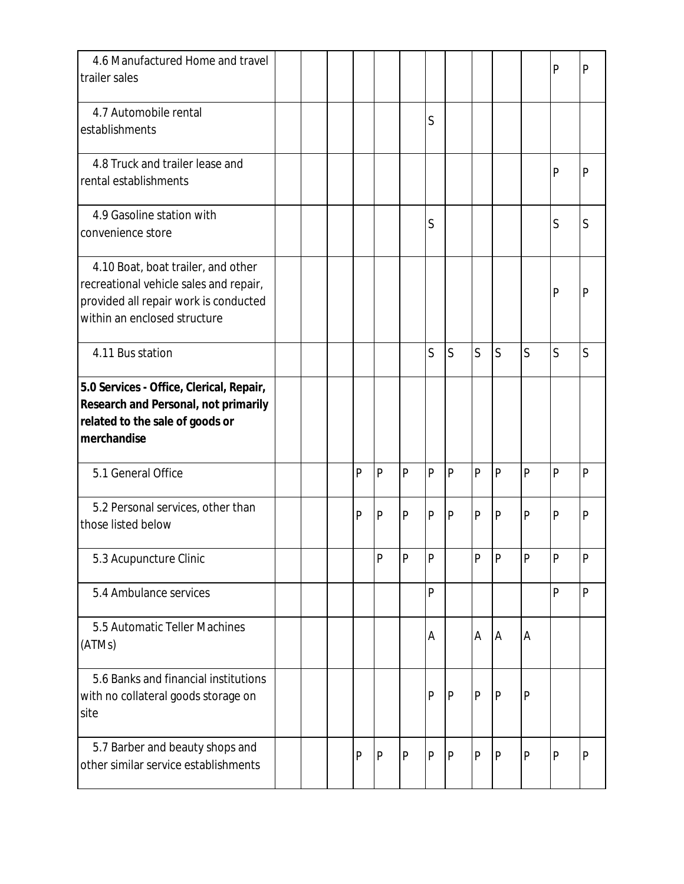| | | | | | | | | | | | | | |
|---|---|---|---|---|---|---|---|---|---|---|---|---|---|
| 4.6 Manufactured Home and travel trailer sales | | | | | | | | | | | | P | P |
| 4.7 Automobile rental establishments | | | | | | | S | | | | | | |
| 4.8 Truck and trailer lease and rental establishments | | | | | | | | | | | | P | P |
| 4.9 Gasoline station with convenience store | | | | | | | S | | | | | S | S |
| 4.10 Boat, boat trailer, and other recreational vehicle sales and repair, provided all repair work is conducted within an enclosed structure | | | | | | | | | | | | P | P |
| 4.11 Bus station | | | | | | | S | S | S | S | S | S | S |
| **5.0 Services - Office, Clerical, Repair, Research and Personal, not primarily related to the sale of goods or merchandise** | | | | | | | | | | | | | |
| 5.1 General Office | | | | P | P | P | P | P | P | P | P | P | P |
| 5.2 Personal services, other than those listed below | | | | P | P | P | P | P | P | P | P | P | P |
| 5.3 Acupuncture Clinic | | | | | P | P | P | | P | P | P | P | P |
| 5.4 Ambulance services | | | | | | | P | | | | | P | P |
| 5.5 Automatic Teller Machines (ATMs) | | | | | | | A | | A | A | A | | |
| 5.6 Banks and financial institutions with no collateral goods storage on site | | | | | | | P | P | P | P | P | | |
| 5.7 Barber and beauty shops and other similar service establishments | | | | P | P | P | P | P | P | P | P | P | P |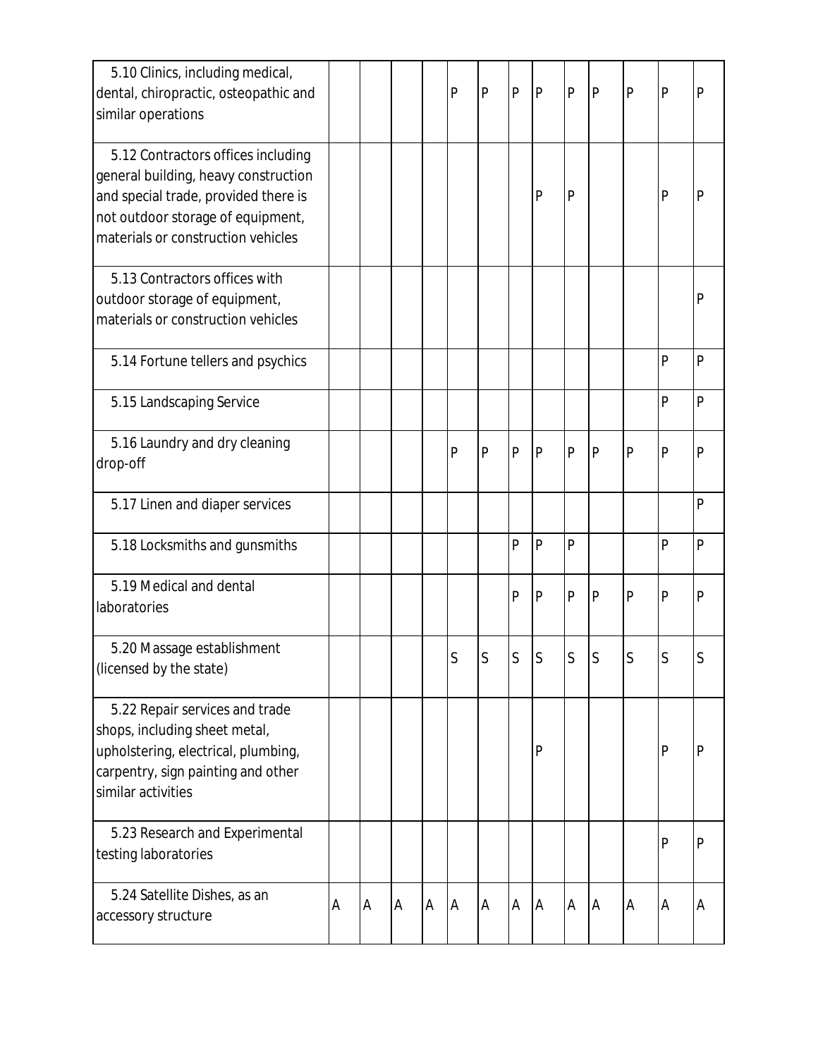| | | | | | | | | | | | | | |
|---|---|---|---|---|---|---|---|---|---|---|---|---|---|
| 5.10 Clinics, including medical, dental, chiropractic, osteopathic and similar operations | | | | | P | P | P | P | P | P | P | P | P |
| 5.12 Contractors offices including general building, heavy construction and special trade, provided there is not outdoor storage of equipment, materials or construction vehicles | | | | | | | | P | P | | | P | P |
| 5.13 Contractors offices with outdoor storage of equipment, materials or construction vehicles | | | | | | | | | | | | | P |
| 5.14 Fortune tellers and psychics | | | | | | | | | | | | P | P |
| 5.15 Landscaping Service | | | | | | | | | | | | P | P |
| 5.16 Laundry and dry cleaning drop-off | | | | | P | P | P | P | P | P | P | P | P |
| 5.17 Linen and diaper services | | | | | | | | | | | | | P |
| 5.18 Locksmiths and gunsmiths | | | | | | | P | P | P | | | P | P |
| 5.19 Medical and dental laboratories | | | | | | | P | P | P | P | P | P | P |
| 5.20 Massage establishment (licensed by the state) | | | | | S | S | S | S | S | S | S | S | S |
| 5.22 Repair services and trade shops, including sheet metal, upholstering, electrical, plumbing, carpentry, sign painting and other similar activities | | | | | | | | P | | | | P | P |
| 5.23 Research and Experimental testing laboratories | | | | | | | | | | | | P | P |
| 5.24 Satellite Dishes, as an accessory structure | A | A | A | A | A | A | A | A | A | A | A | A | A |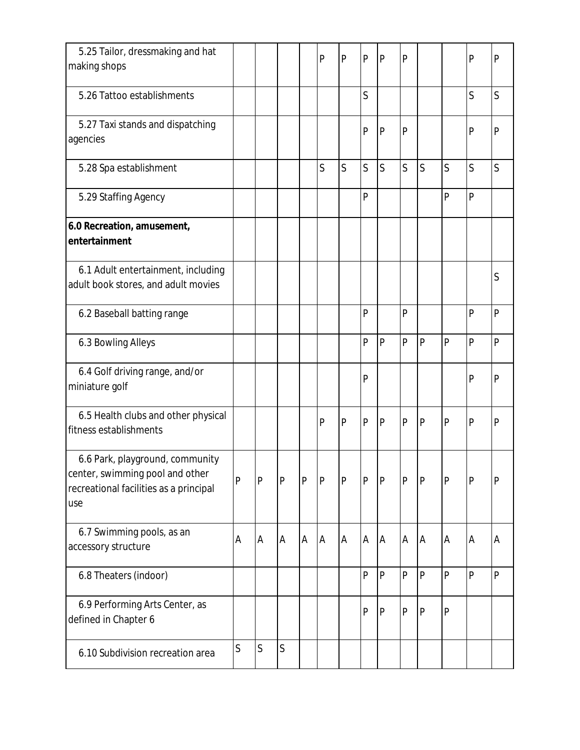| | | | | | | | | | | | | | |
|---|---|---|---|---|---|---|---|---|---|---|---|---|---|
| 5.25 Tailor, dressmaking and hat making shops | | | | | P | P | P | P | P | | | P | P |
| 5.26 Tattoo establishments | | | | | | | S | | | | | S | S |
| 5.27 Taxi stands and dispatching agencies | | | | | | | P | P | P | | | P | P |
| 5.28 Spa establishment | | | | | S | S | S | S | S | S | S | S | S |
| 5.29 Staffing Agency | | | | | | | P | | | | P | P | |
| **6.0 Recreation, amusement, entertainment** | | | | | | | | | | | | | |
| 6.1 Adult entertainment, including adult book stores, and adult movies | | | | | | | | | | | | | S |
| 6.2 Baseball batting range | | | | | | | P | | P | | | P | P |
| 6.3 Bowling Alleys | | | | | | | P | P | P | P | P | P | P |
| 6.4 Golf driving range, and/or miniature golf | | | | | | | P | | | | | P | P |
| 6.5 Health clubs and other physical fitness establishments | | | | | P | P | P | P | P | P | P | P | P |
| 6.6 Park, playground, community center, swimming pool and other recreational facilities as a principal use | P | P | P | P | P | P | P | P | P | P | P | P | P |
| 6.7 Swimming pools, as an accessory structure | A | A | A | A | A | A | A | A | A | A | A | A | A |
| 6.8 Theaters (indoor) | | | | | | | P | P | P | P | P | P | P |
| 6.9 Performing Arts Center, as defined in Chapter 6 | | | | | | | P | P | P | P | P | | |
| 6.10 Subdivision recreation area | S | S | S | | | | | | | | | | |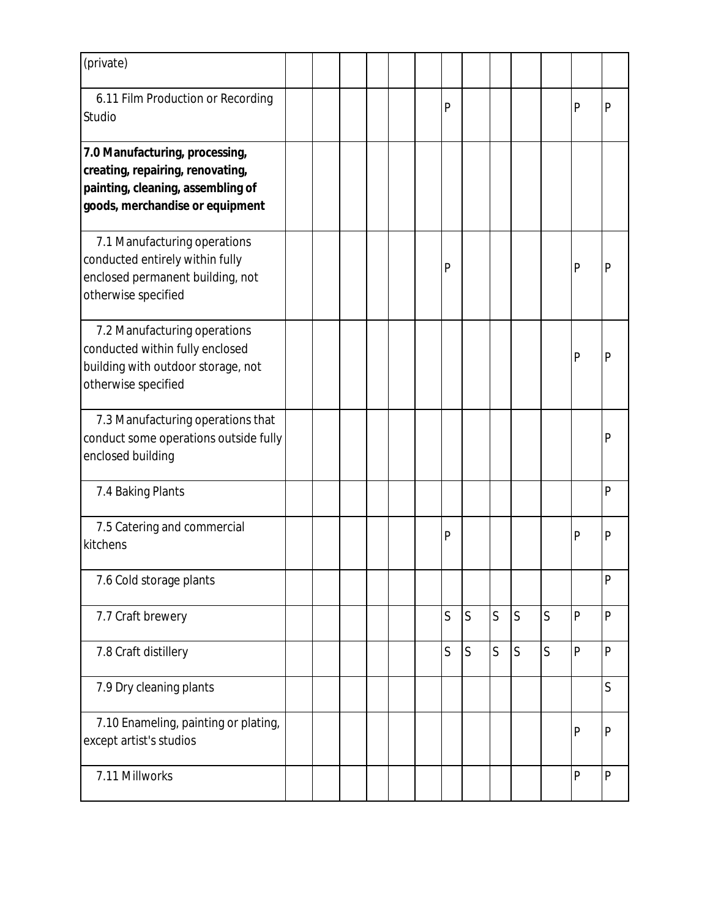| | | | | | | | | | | | | | |
|---|---|---|---|---|---|---|---|---|---|---|---|---|---|
| (private) | | | | | | | | | | | | | |
| 6.11 Film Production or Recording Studio | | | | | | | P | | | | | P | P |
| **7.0 Manufacturing, processing, creating, repairing, renovating, painting, cleaning, assembling of goods, merchandise or equipment** | | | | | | | | | | | | | |
| 7.1 Manufacturing operations conducted entirely within fully enclosed permanent building, not otherwise specified | | | | | | | P | | | | | P | P |
| 7.2 Manufacturing operations conducted within fully enclosed building with outdoor storage, not otherwise specified | | | | | | | | | | | | P | P |
| 7.3 Manufacturing operations that conduct some operations outside fully enclosed building | | | | | | | | | | | | | P |
| 7.4 Baking Plants | | | | | | | | | | | | | P |
| 7.5 Catering and commercial kitchens | | | | | | | P | | | | | P | P |
| 7.6 Cold storage plants | | | | | | | | | | | | | P |
| 7.7 Craft brewery | | | | | | | S | S | S | S | S | P | P |
| 7.8 Craft distillery | | | | | | | S | S | S | S | S | P | P |
| 7.9 Dry cleaning plants | | | | | | | | | | | | | S |
| 7.10 Enameling, painting or plating, except artist's studios | | | | | | | | | | | | P | P |
| 7.11 Millworks | | | | | | | | | | | | P | P |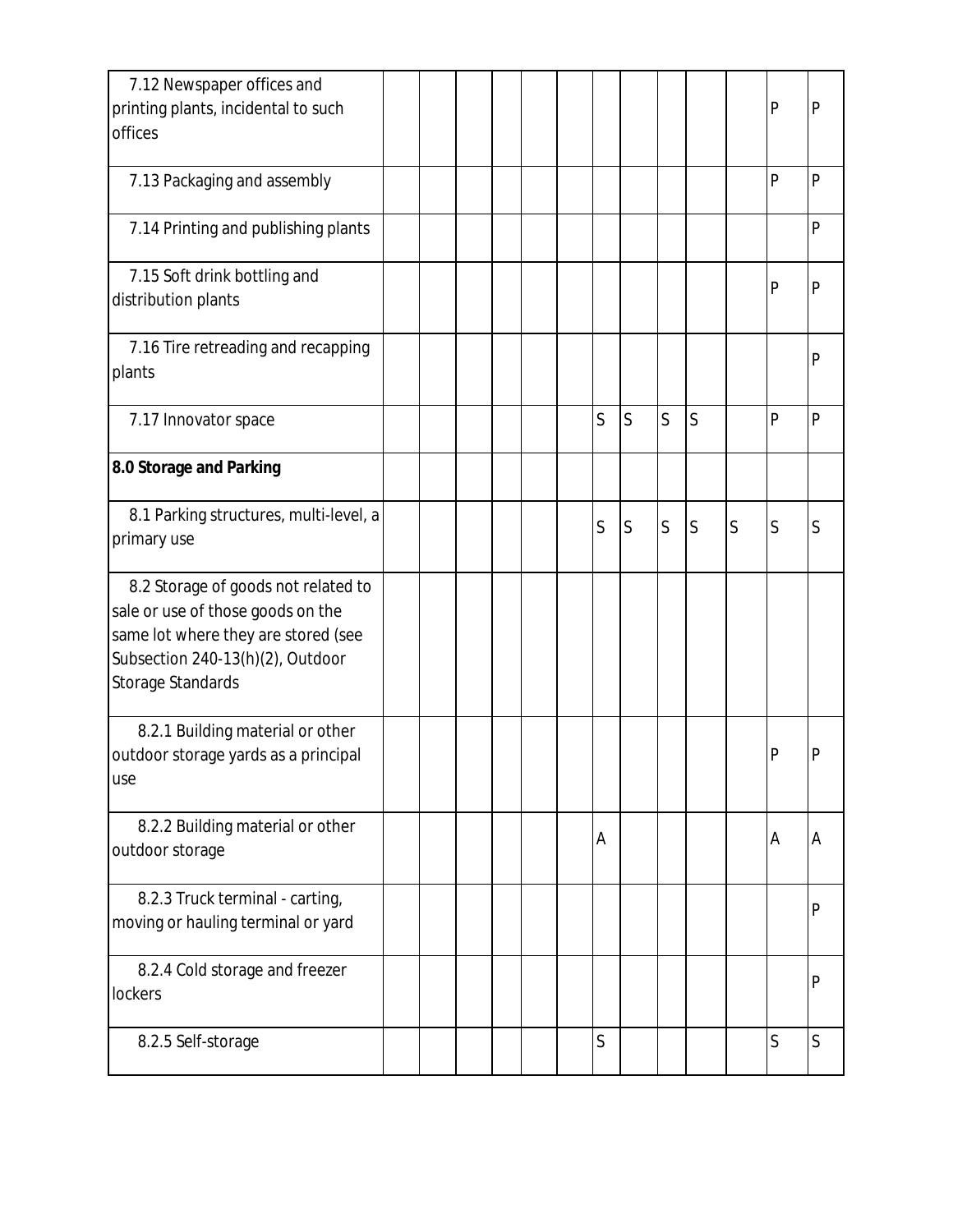| | | | | | | | | | | | | | |
|---|---|---|---|---|---|---|---|---|---|---|---|---|---|
| 7.12 Newspaper offices and printing plants, incidental to such offices | | | | | | | | | | | | P | P |
| 7.13 Packaging and assembly | | | | | | | | | | | | P | P |
| 7.14 Printing and publishing plants | | | | | | | | | | | | | P |
| 7.15 Soft drink bottling and distribution plants | | | | | | | | | | | | P | P |
| 7.16 Tire retreading and recapping plants | | | | | | | | | | | | | P |
| 7.17 Innovator space | | | | | | | S | S | S | S | | P | P |
| **8.0 Storage and Parking** | | | | | | | | | | | | | |
| 8.1 Parking structures, multi-level, a primary use | | | | | | | S | S | S | S | S | S | S |
| 8.2 Storage of goods not related to sale or use of those goods on the same lot where they are stored (see Subsection 240-13(h)(2), Outdoor Storage Standards | | | | | | | | | | | | | |
| 8.2.1 Building material or other outdoor storage yards as a principal use | | | | | | | | | | | | P | P |
| 8.2.2 Building material or other outdoor storage | | | | | | | A | | | | | A | A |
| 8.2.3 Truck terminal - carting, moving or hauling terminal or yard | | | | | | | | | | | | | P |
| 8.2.4 Cold storage and freezer lockers | | | | | | | | | | | | | P |
| 8.2.5 Self-storage | | | | | | | S | | | | | S | S |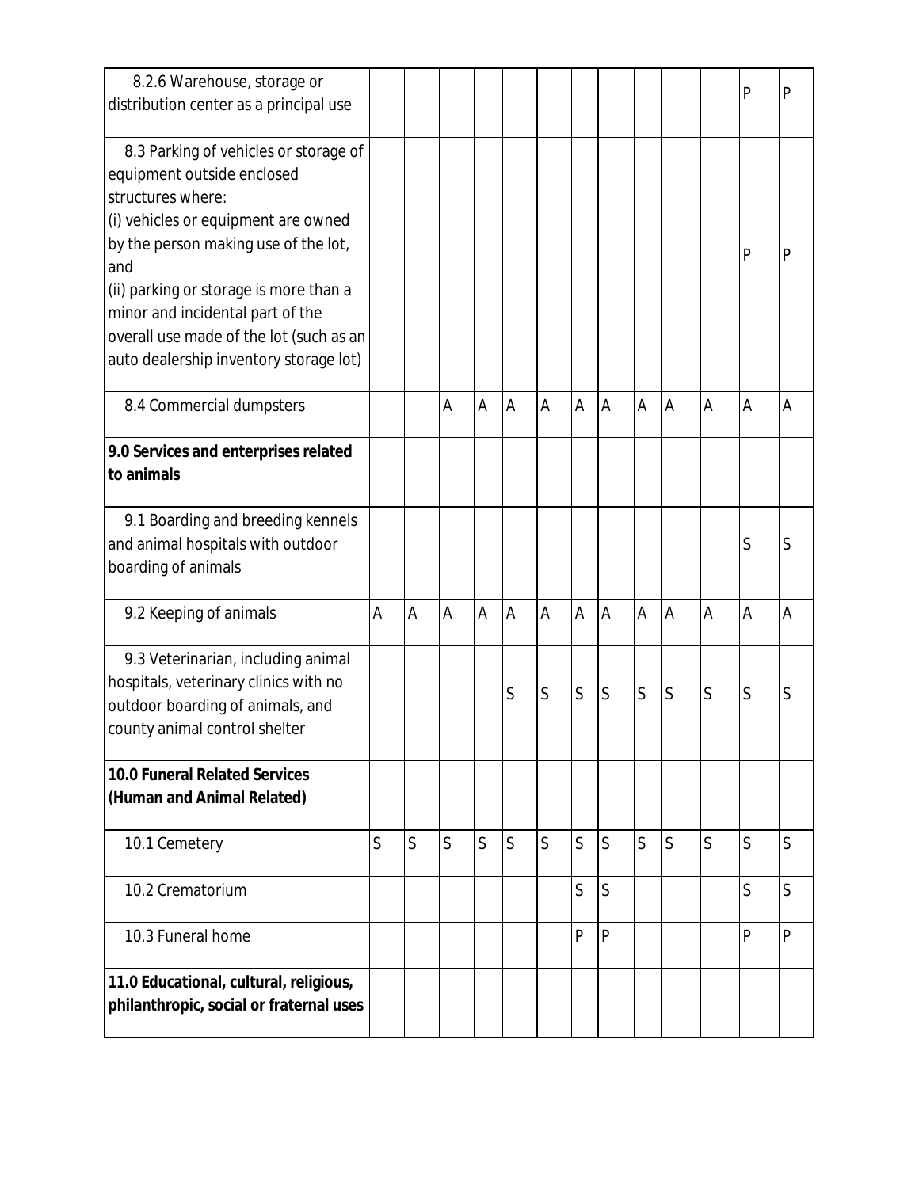| | | | | | | | | | | | | | |
|---|---|---|---|---|---|---|---|---|---|---|---|---|---|
| 8.2.6 Warehouse, storage or distribution center as a principal use | | | | | | | | | | | | P | P |
| 8.3 Parking of vehicles or storage of equipment outside enclosed structures where:<br>(i) vehicles or equipment are owned by the person making use of the lot, and<br>(ii) parking or storage is more than a minor and incidental part of the overall use made of the lot (such as an auto dealership inventory storage lot) | | | | | | | | | | | | P | P |
| 8.4 Commercial dumpsters | | | A | A | A | A | A | A | A | A | A | A | A |
| **9.0 Services and enterprises related to animals** | | | | | | | | | | | | | |
| 9.1 Boarding and breeding kennels and animal hospitals with outdoor boarding of animals | | | | | | | | | | | | S | S |
| 9.2 Keeping of animals | A | A | A | A | A | A | A | A | A | A | A | A | A |
| 9.3 Veterinarian, including animal hospitals, veterinary clinics with no outdoor boarding of animals, and county animal control shelter | | | | | S | S | S | S | S | S | S | S | S |
| **10.0 Funeral Related Services (Human and Animal Related)** | | | | | | | | | | | | | |
| 10.1 Cemetery | S | S | S | S | S | S | S | S | S | S | S | S | S |
| 10.2 Crematorium | | | | | | | S | S | | | | S | S |
| 10.3 Funeral home | | | | | | | P | P | | | | P | P |
| **11.0 Educational, cultural, religious, philanthropic, social or fraternal uses** | | | | | | | | | | | | | |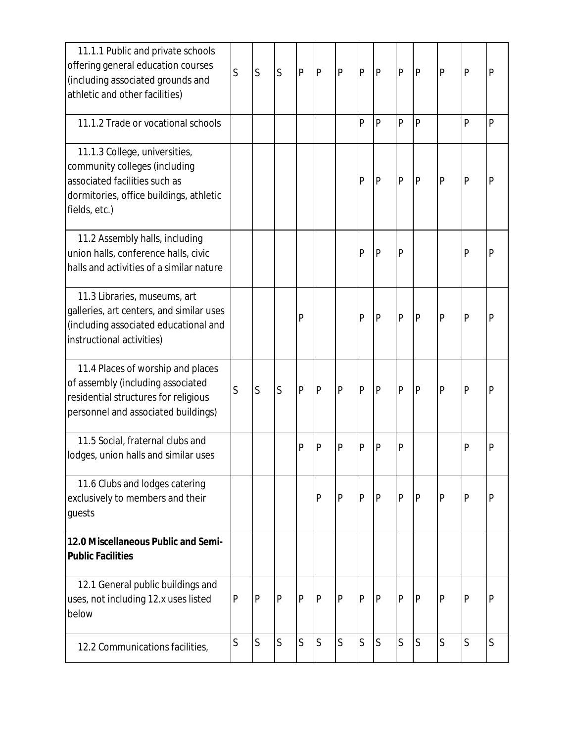| | | | | | | | | | | | | | |
|---|---|---|---|---|---|---|---|---|---|---|---|---|---|
| 11.1.1 Public and private schools offering general education courses (including associated grounds and athletic and other facilities) | S | S | S | P | P | P | P | P | P | P | P | P | P |
| 11.1.2 Trade or vocational schools | | | | | | | P | P | P | P | | P | P |
| 11.1.3 College, universities, community colleges (including associated facilities such as dormitories, office buildings, athletic fields, etc.) | | | | | | | P | P | P | P | P | P | P |
| 11.2 Assembly halls, including union halls, conference halls, civic halls and activities of a similar nature | | | | | | | P | P | P | | | P | P |
| 11.3 Libraries, museums, art galleries, art centers, and similar uses (including associated educational and instructional activities) | | | | P | | | P | P | P | P | P | P | P |
| 11.4 Places of worship and places of assembly (including associated residential structures for religious personnel and associated buildings) | S | S | S | P | P | P | P | P | P | P | P | P | P |
| 11.5 Social, fraternal clubs and lodges, union halls and similar uses | | | | P | P | P | P | P | P | | | P | P |
| 11.6 Clubs and lodges catering exclusively to members and their guests | | | | | P | P | P | P | P | P | P | P | P |
| **12.0 Miscellaneous Public and Semi-Public Facilities** | | | | | | | | | | | | | |
| 12.1 General public buildings and uses, not including 12.x uses listed below | P | P | P | P | P | P | P | P | P | P | P | P | P |
| 12.2 Communications facilities, | S | S | S | S | S | S | S | S | S | S | S | S | S |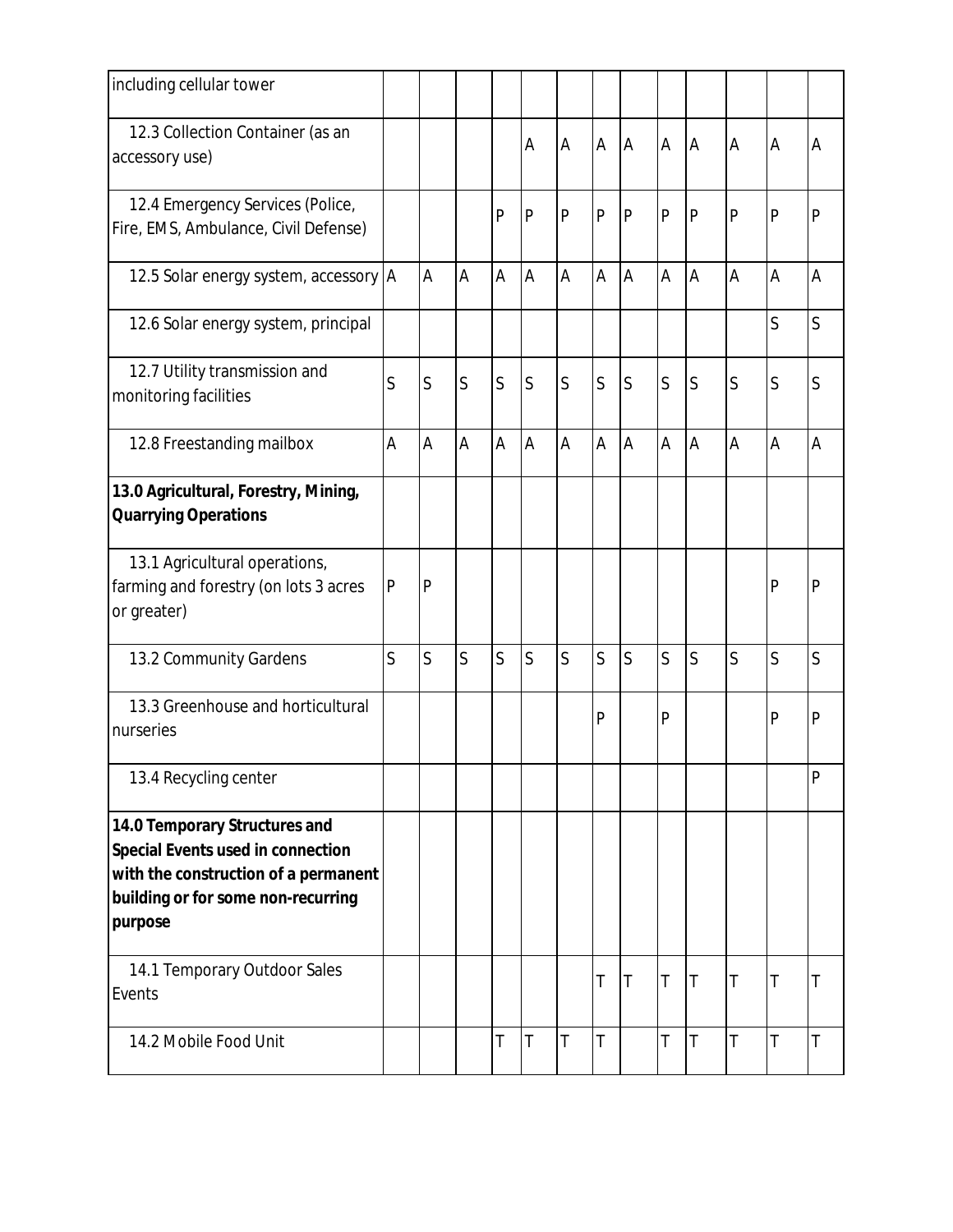| | | | | | | | | | | | | | |
|---|---|---|---|---|---|---|---|---|---|---|---|---|---|
| including cellular tower | | | | | | | | | | | | | |
| 12.3 Collection Container (as an accessory use) | | | | | A | A | A | A | A | A | A | A | A |
| 12.4 Emergency Services (Police, Fire, EMS, Ambulance, Civil Defense) | | | | P | P | P | P | P | P | P | P | P | P |
| 12.5 Solar energy system, accessory | A | A | A | A | A | A | A | A | A | A | A | A | A |
| 12.6 Solar energy system, principal | | | | | | | | | | | | S | S |
| 12.7 Utility transmission and monitoring facilities | S | S | S | S | S | S | S | S | S | S | S | S | S |
| 12.8 Freestanding mailbox | A | A | A | A | A | A | A | A | A | A | A | A | A |
| **13.0 Agricultural, Forestry, Mining, Quarrying Operations** | | | | | | | | | | | | | |
| 13.1 Agricultural operations, farming and forestry (on lots 3 acres or greater) | P | P | | | | | | | | | | P | P |
| 13.2 Community Gardens | S | S | S | S | S | S | S | S | S | S | S | S | S |
| 13.3 Greenhouse and horticultural nurseries | | | | | | | P | | P | | | P | P |
| 13.4 Recycling center | | | | | | | | | | | | | P |
| **14.0 Temporary Structures and Special Events used in connection with the construction of a permanent building or for some non-recurring purpose** | | | | | | | | | | | | | |
| 14.1 Temporary Outdoor Sales Events | | | | | | | T | T | T | T | T | T | T |
| 14.2 Mobile Food Unit | | | | T | T | T | T | | T | T | T | T | T |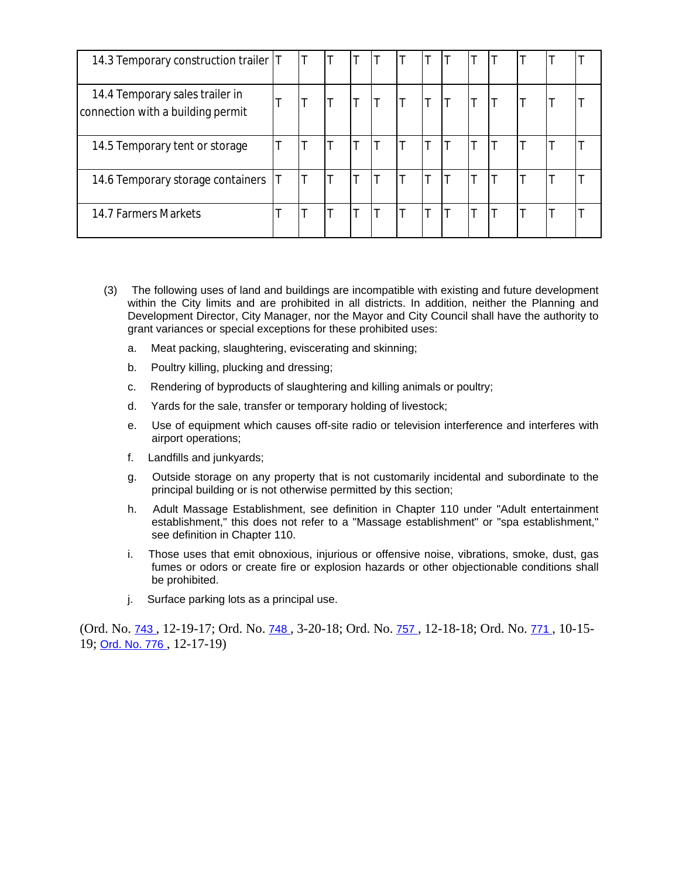| | | | | | | | | | | | | | |
|---|---|---|---|---|---|---|---|---|---|---|---|---|---|
| 14.3 Temporary construction trailer | T | T | T | T | T | T | T | T | T | T | T | T | T |
| 14.4 Temporary sales trailer in connection with a building permit | T | T | T | T | T | T | T | T | T | T | T | T | T |
| 14.5 Temporary tent or storage | T | T | T | T | T | T | T | T | T | T | T | T | T |
| 14.6 Temporary storage containers | T | T | T | T | T | T | T | T | T | T | T | T | T |
| 14.7 Farmers Markets | T | T | T | T | T | T | T | T | T | T | T | T | T |

(3) The following uses of land and buildings are incompatible with existing and future development within the City limits and are prohibited in all districts. In addition, neither the Planning and Development Director, City Manager, nor the Mayor and City Council shall have the authority to grant variances or special exceptions for these prohibited uses:

a. Meat packing, slaughtering, eviscerating and skinning;

b. Poultry killing, plucking and dressing;

c. Rendering of byproducts of slaughtering and killing animals or poultry;

d. Yards for the sale, transfer or temporary holding of livestock;

e. Use of equipment which causes off-site radio or television interference and interferes with airport operations;

f. Landfills and junkyards;

g. Outside storage on any property that is not customarily incidental and subordinate to the principal building or is not otherwise permitted by this section;

h. Adult Massage Establishment, see definition in Chapter 110 under "Adult entertainment establishment," this does not refer to a "Massage establishment" or "spa establishment," see definition in Chapter 110.

i. Those uses that emit obnoxious, injurious or offensive noise, vibrations, smoke, dust, gas fumes or odors or create fire or explosion hazards or other objectionable conditions shall be prohibited.

j. Surface parking lots as a principal use.

(Ord. No. 743 , 12-19-17; Ord. No. 748 , 3-20-18; Ord. No. 757 , 12-18-18; Ord. No. 771 , 10-15-19; Ord. No. 776 , 12-17-19)